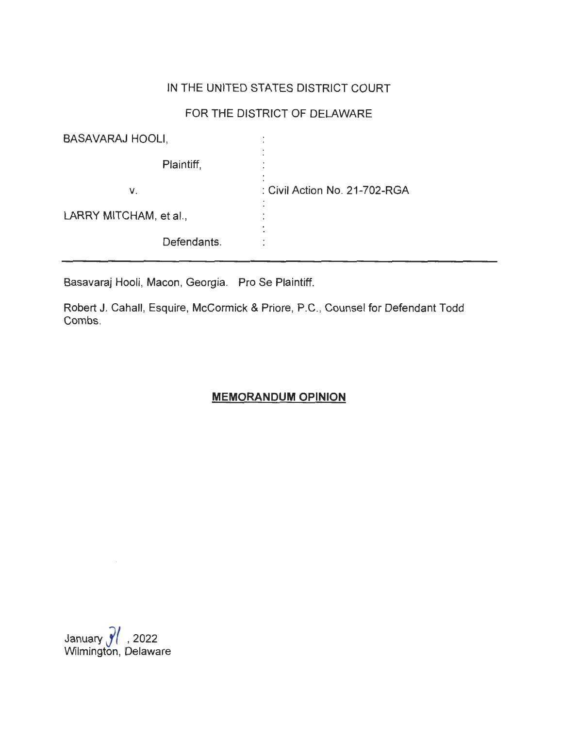IN THE UNITED STATES DISTRICT COURT

FOR THE DISTRICT OF DELAWARE

| | |
|---|---|
| BASAVARAJ HOOLI, | : |
| Plaintiff, | : |
| v. | : Civil Action No. 21-702-RGA |
| LARRY MITCHAM, et al., | : |
| Defendants. | : |

---

Basavaraj Hooli, Macon, Georgia. Pro Se Plaintiff.

Robert J. Cahall, Esquire, McCormick & Priore, P.C., Counsel for Defendant Todd Combs.

## MEMORANDUM OPINION

January 31, 2022
Wilmington, Delaware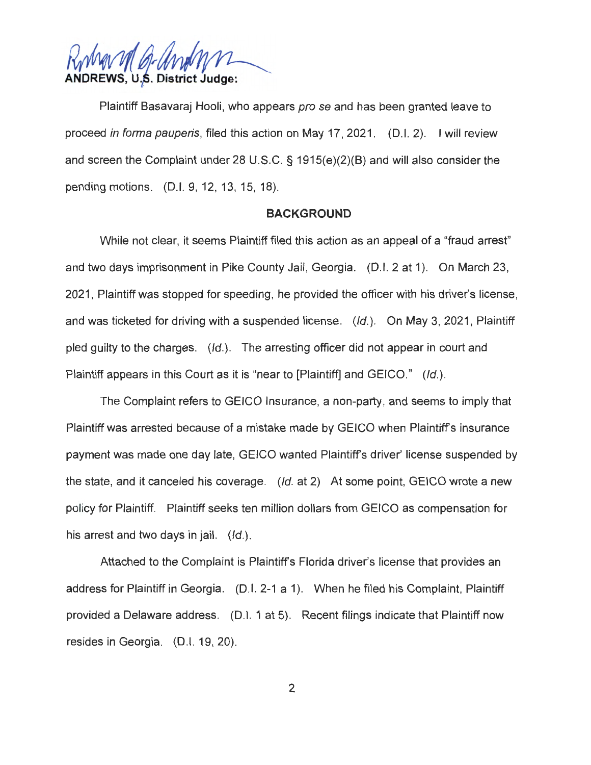**ANDREWS, U.S. District Judge:**

Plaintiff Basavaraj Hooli, who appears *pro se* and has been granted leave to proceed *in forma pauperis*, filed this action on May 17, 2021. (D.I. 2). I will review and screen the Complaint under 28 U.S.C. § 1915(e)(2)(B) and will also consider the pending motions. (D.I. 9, 12, 13, 15, 18).

## BACKGROUND

While not clear, it seems Plaintiff filed this action as an appeal of a "fraud arrest" and two days imprisonment in Pike County Jail, Georgia. (D.I. 2 at 1). On March 23, 2021, Plaintiff was stopped for speeding, he provided the officer with his driver's license, and was ticketed for driving with a suspended license. (*Id.*). On May 3, 2021, Plaintiff pled guilty to the charges. (*Id.*). The arresting officer did not appear in court and Plaintiff appears in this Court as it is "near to [Plaintiff] and GEICO." (*Id.*).

The Complaint refers to GEICO Insurance, a non-party, and seems to imply that Plaintiff was arrested because of a mistake made by GEICO when Plaintiff's insurance payment was made one day late, GEICO wanted Plaintiff's driver' license suspended by the state, and it canceled his coverage. (*Id.* at 2) At some point, GEICO wrote a new policy for Plaintiff. Plaintiff seeks ten million dollars from GEICO as compensation for his arrest and two days in jail. (*Id.*).

Attached to the Complaint is Plaintiff's Florida driver's license that provides an address for Plaintiff in Georgia. (D.I. 2-1 a 1). When he filed his Complaint, Plaintiff provided a Delaware address. (D.I. 1 at 5). Recent filings indicate that Plaintiff now resides in Georgia. (D.I. 19, 20).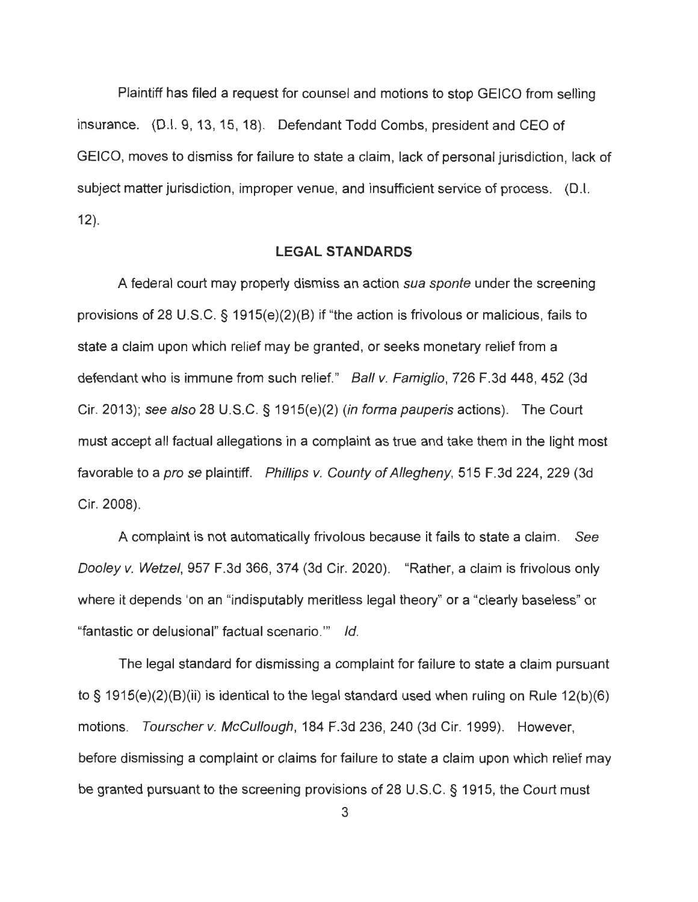Plaintiff has filed a request for counsel and motions to stop GEICO from selling insurance. (D.I. 9, 13, 15, 18). Defendant Todd Combs, president and CEO of GEICO, moves to dismiss for failure to state a claim, lack of personal jurisdiction, lack of subject matter jurisdiction, improper venue, and insufficient service of process. (D.I. 12).

## LEGAL STANDARDS

A federal court may properly dismiss an action *sua sponte* under the screening provisions of 28 U.S.C. § 1915(e)(2)(B) if "the action is frivolous or malicious, fails to state a claim upon which relief may be granted, or seeks monetary relief from a defendant who is immune from such relief." *Ball v. Famiglio*, 726 F.3d 448, 452 (3d Cir. 2013); *see also* 28 U.S.C. § 1915(e)(2) (*in forma pauperis* actions). The Court must accept all factual allegations in a complaint as true and take them in the light most favorable to a *pro se* plaintiff. *Phillips v. County of Allegheny*, 515 F.3d 224, 229 (3d Cir. 2008).

A complaint is not automatically frivolous because it fails to state a claim. *See Dooley v. Wetzel*, 957 F.3d 366, 374 (3d Cir. 2020). "Rather, a claim is frivolous only where it depends 'on an "indisputably meritless legal theory" or a "clearly baseless" or "fantastic or delusional" factual scenario.'" *Id.*

The legal standard for dismissing a complaint for failure to state a claim pursuant to § 1915(e)(2)(B)(ii) is identical to the legal standard used when ruling on Rule 12(b)(6) motions. *Tourscher v. McCullough*, 184 F.3d 236, 240 (3d Cir. 1999). However, before dismissing a complaint or claims for failure to state a claim upon which relief may be granted pursuant to the screening provisions of 28 U.S.C. § 1915, the Court must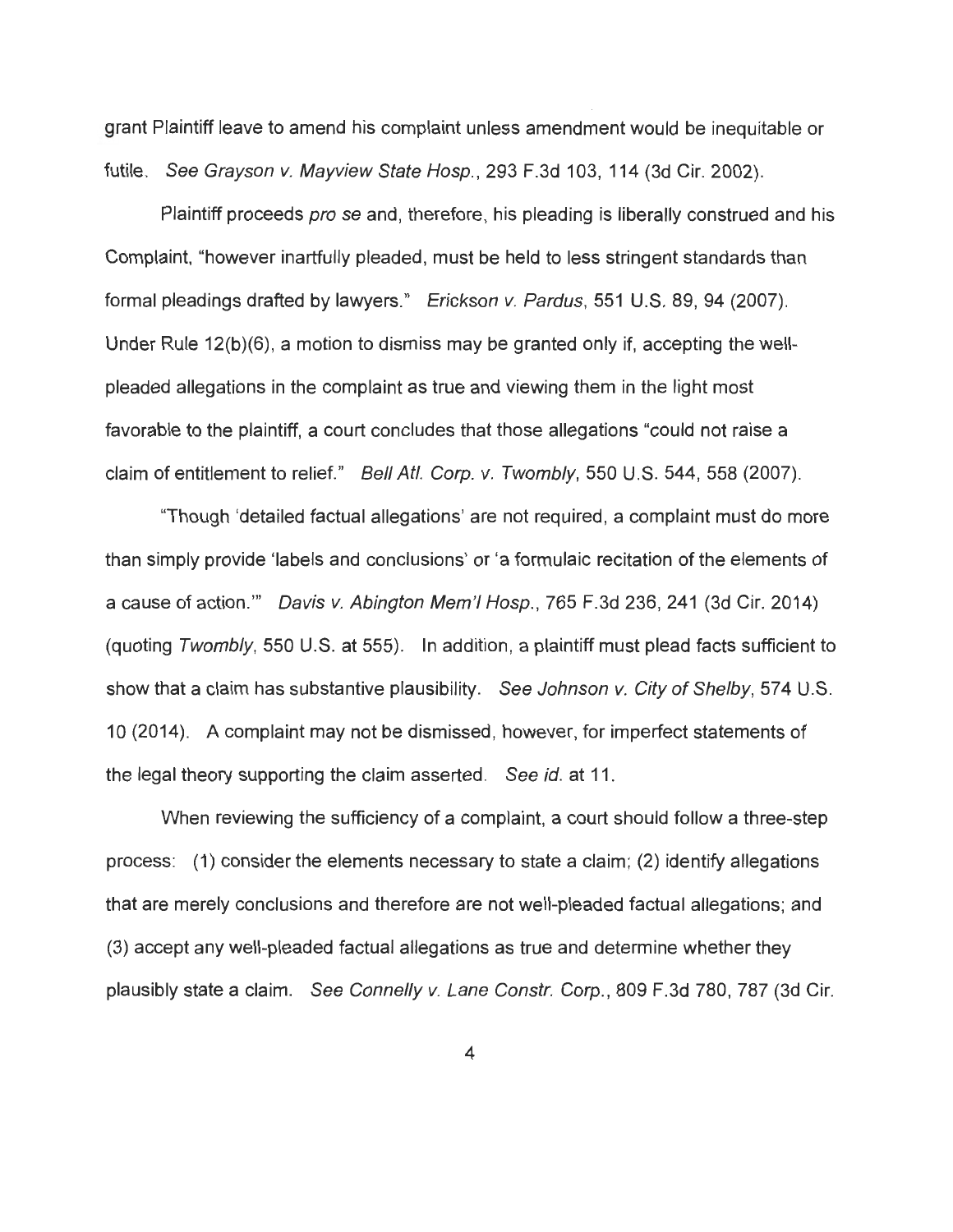grant Plaintiff leave to amend his complaint unless amendment would be inequitable or futile. *See Grayson v. Mayview State Hosp.*, 293 F.3d 103, 114 (3d Cir. 2002).

Plaintiff proceeds *pro se* and, therefore, his pleading is liberally construed and his Complaint, "however inartfully pleaded, must be held to less stringent standards than formal pleadings drafted by lawyers." *Erickson v. Pardus*, 551 U.S. 89, 94 (2007). Under Rule 12(b)(6), a motion to dismiss may be granted only if, accepting the well-pleaded allegations in the complaint as true and viewing them in the light most favorable to the plaintiff, a court concludes that those allegations "could not raise a claim of entitlement to relief." *Bell Atl. Corp. v. Twombly*, 550 U.S. 544, 558 (2007).

"Though 'detailed factual allegations' are not required, a complaint must do more than simply provide 'labels and conclusions' or 'a formulaic recitation of the elements of a cause of action.'" *Davis v. Abington Mem'l Hosp.*, 765 F.3d 236, 241 (3d Cir. 2014) (quoting *Twombly*, 550 U.S. at 555). In addition, a plaintiff must plead facts sufficient to show that a claim has substantive plausibility. *See Johnson v. City of Shelby*, 574 U.S. 10 (2014). A complaint may not be dismissed, however, for imperfect statements of the legal theory supporting the claim asserted. *See id.* at 11.

When reviewing the sufficiency of a complaint, a court should follow a three-step process: (1) consider the elements necessary to state a claim; (2) identify allegations that are merely conclusions and therefore are not well-pleaded factual allegations; and (3) accept any well-pleaded factual allegations as true and determine whether they plausibly state a claim. *See Connelly v. Lane Constr. Corp.*, 809 F.3d 780, 787 (3d Cir.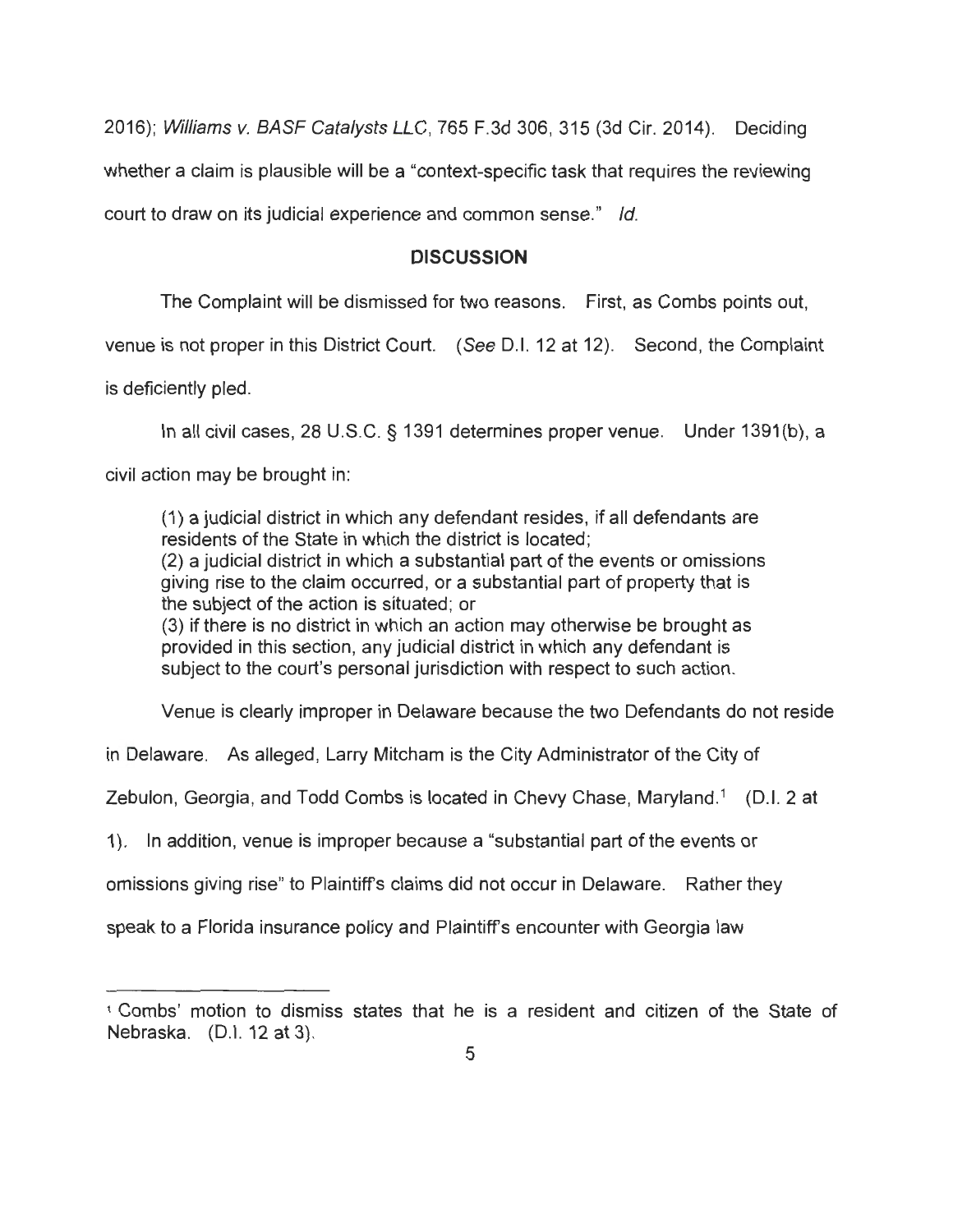2016); *Williams v. BASF Catalysts LLC*, 765 F.3d 306, 315 (3d Cir. 2014). Deciding whether a claim is plausible will be a "context-specific task that requires the reviewing court to draw on its judicial experience and common sense." *Id.*

## DISCUSSION

The Complaint will be dismissed for two reasons. First, as Combs points out, venue is not proper in this District Court. (*See* D.I. 12 at 12). Second, the Complaint is deficiently pled.

In all civil cases, 28 U.S.C. § 1391 determines proper venue. Under 1391(b), a civil action may be brought in:

> (1) a judicial district in which any defendant resides, if all defendants are residents of the State in which the district is located;
> (2) a judicial district in which a substantial part of the events or omissions giving rise to the claim occurred, or a substantial part of property that is the subject of the action is situated; or
> (3) if there is no district in which an action may otherwise be brought as provided in this section, any judicial district in which any defendant is subject to the court's personal jurisdiction with respect to such action.

Venue is clearly improper in Delaware because the two Defendants do not reside in Delaware. As alleged, Larry Mitcham is the City Administrator of the City of Zebulon, Georgia, and Todd Combs is located in Chevy Chase, Maryland.[1] (D.I. 2 at 1). In addition, venue is improper because a "substantial part of the events or omissions giving rise" to Plaintiff's claims did not occur in Delaware. Rather they speak to a Florida insurance policy and Plaintiff's encounter with Georgia law

---

[1] Combs' motion to dismiss states that he is a resident and citizen of the State of Nebraska. (D.I. 12 at 3).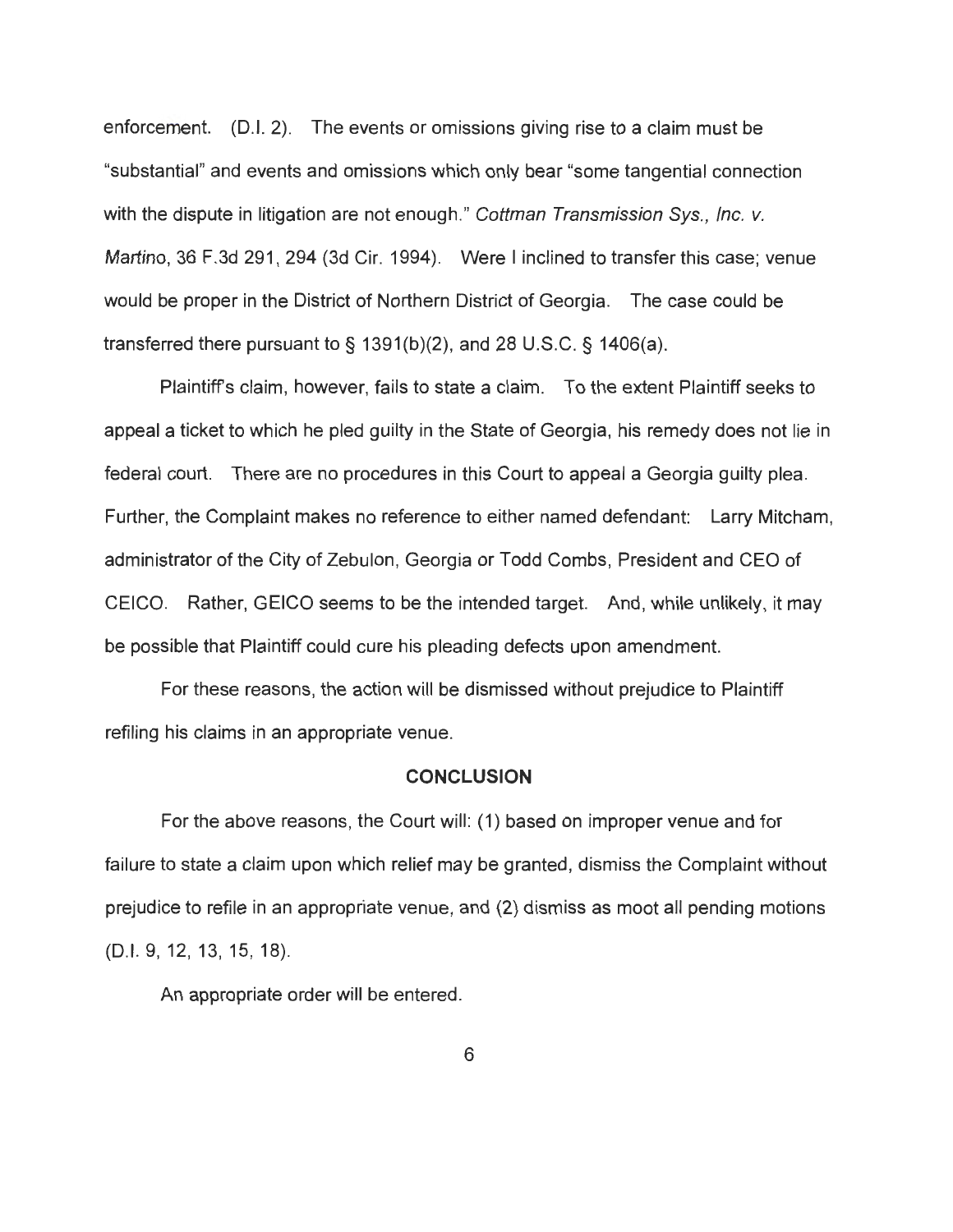enforcement. (D.I. 2). The events or omissions giving rise to a claim must be "substantial" and events and omissions which only bear "some tangential connection with the dispute in litigation are not enough." *Cottman Transmission Sys., Inc. v. Martino*, 36 F.3d 291, 294 (3d Cir. 1994). Were I inclined to transfer this case; venue would be proper in the District of Northern District of Georgia. The case could be transferred there pursuant to § 1391(b)(2), and 28 U.S.C. § 1406(a).

Plaintiff's claim, however, fails to state a claim. To the extent Plaintiff seeks to appeal a ticket to which he pled guilty in the State of Georgia, his remedy does not lie in federal court. There are no procedures in this Court to appeal a Georgia guilty plea. Further, the Complaint makes no reference to either named defendant: Larry Mitcham, administrator of the City of Zebulon, Georgia or Todd Combs, President and CEO of CEICO. Rather, GEICO seems to be the intended target. And, while unlikely, it may be possible that Plaintiff could cure his pleading defects upon amendment.

For these reasons, the action will be dismissed without prejudice to Plaintiff refiling his claims in an appropriate venue.

## CONCLUSION

For the above reasons, the Court will: (1) based on improper venue and for failure to state a claim upon which relief may be granted, dismiss the Complaint without prejudice to refile in an appropriate venue, and (2) dismiss as moot all pending motions (D.I. 9, 12, 13, 15, 18).

An appropriate order will be entered.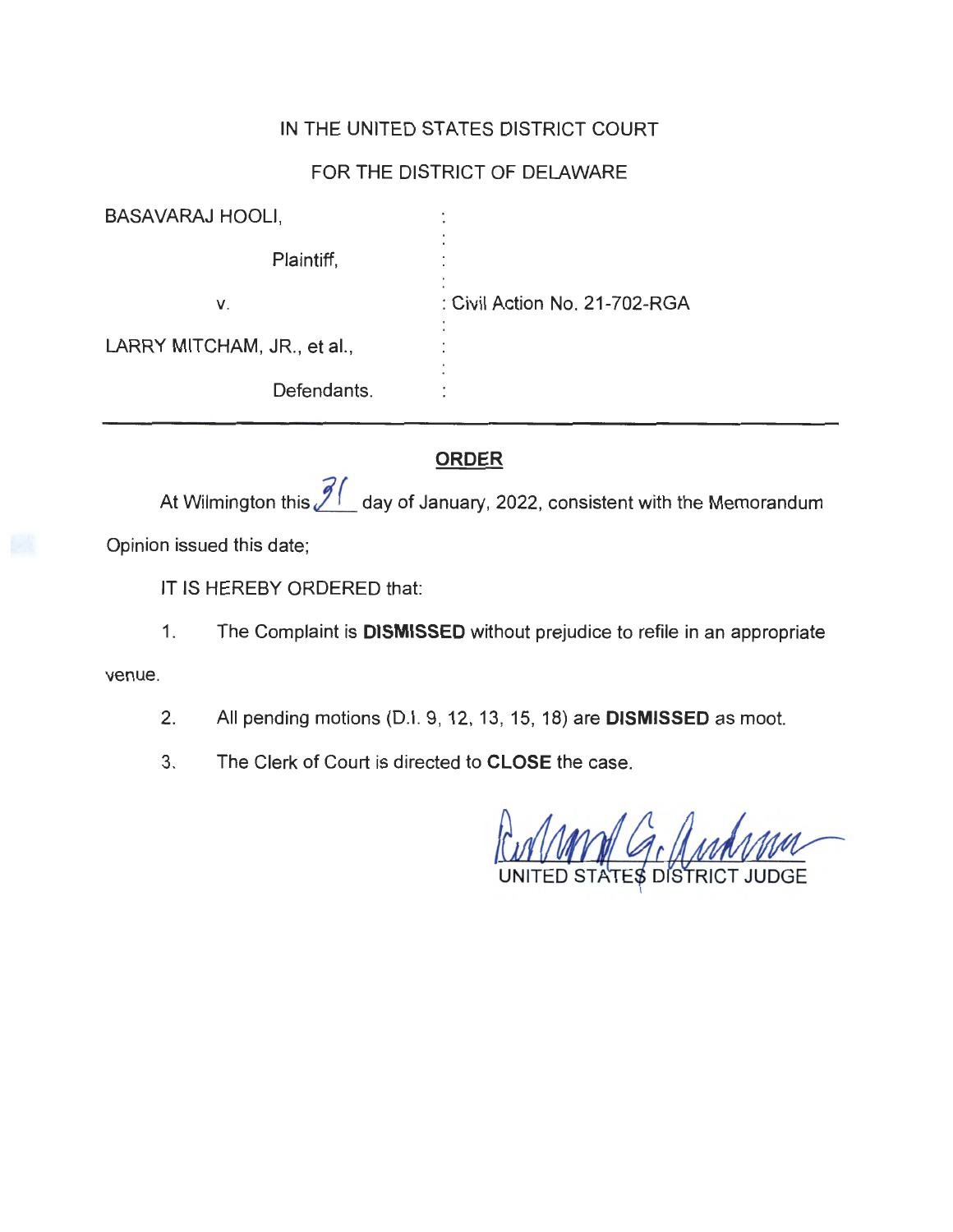IN THE UNITED STATES DISTRICT COURT

FOR THE DISTRICT OF DELAWARE

| | | |
|---|---|---|
| BASAVARAJ HOOLI, | : | |
| Plaintiff, | : | |
| v. | : | Civil Action No. 21-702-RGA |
| LARRY MITCHAM, JR., et al., | : | |
| Defendants. | : | |

**ORDER**

At Wilmington this 31 day of January, 2022, consistent with the Memorandum Opinion issued this date;

IT IS HEREBY ORDERED that:

1. The Complaint is **DISMISSED** without prejudice to refile in an appropriate venue.

2. All pending motions (D.I. 9, 12, 13, 15, 18) are **DISMISSED** as moot.

3. The Clerk of Court is directed to **CLOSE** the case.

UNITED STATES DISTRICT JUDGE